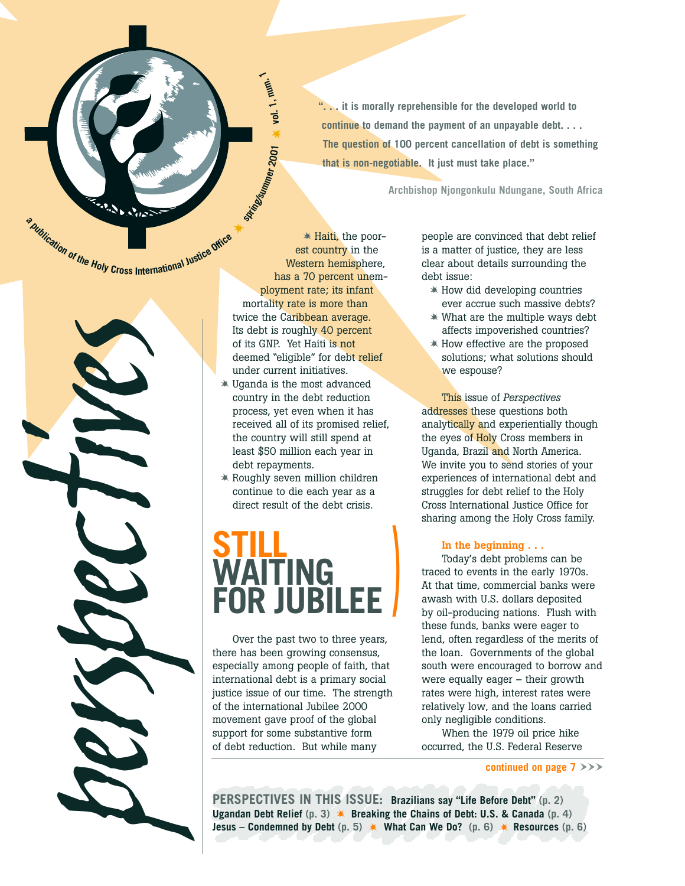# perspectives

a publication of the Holy Cross International Justice Office ✷ spring/summer 2001 ✷ vol. 1, num. 1

> **". . . it is morally reprehensible for the developed world to continue to demand the payment of an unpayable debt. . . . The question of 100 percent cancellation of debt is something that is non-negotiable. It just must take place."**
>
> **Archbishop Njongonkulu Ndungane, South Africa**

- Haiti, the poorest country in the Western hemisphere, has a 70 percent unemployment rate; its infant mortality rate is more than twice the Caribbean average. Its debt is roughly 40 percent of its GNP. Yet Haiti is not deemed "eligible" for debt relief under current initiatives.
- Uganda is the most advanced country in the debt reduction process, yet even when it has received all of its promised relief, the country will still spend at least $50 million each year in debt repayments.
- Roughly seven million children continue to die each year as a direct result of the debt crisis.

## STILL WAITING FOR JUBILEE

Over the past two to three years, there has been growing consensus, especially among people of faith, that international debt is a primary social justice issue of our time. The strength of the international Jubilee 2000 movement gave proof of the global support for some substantive form of debt reduction. But while many people are convinced that debt relief is a matter of justice, they are less clear about details surrounding the debt issue:

- How did developing countries ever accrue such massive debts?
- What are the multiple ways debt affects impoverished countries?
- How effective are the proposed solutions; what solutions should we espouse?

This issue of *Perspectives* addresses these questions both analytically and experientially though the eyes of Holy Cross members in Uganda, Brazil and North America. We invite you to send stories of your experiences of international debt and struggles for debt relief to the Holy Cross International Justice Office for sharing among the Holy Cross family.

### In the beginning . . .

Today's debt problems can be traced to events in the early 1970s. At that time, commercial banks were awash with U.S. dollars deposited by oil-producing nations. Flush with these funds, banks were eager to lend, often regardless of the merits of the loan. Governments of the global south were encouraged to borrow and were equally eager – their growth rates were high, interest rates were relatively low, and the loans carried only negligible conditions.

When the 1979 oil price hike occurred, the U.S. Federal Reserve

**continued on page 7 >>>**

**PERSPECTIVES IN THIS ISSUE:** **Brazilians say "Life Before Debt"** (p. 2) **Ugandan Debt Relief** (p. 3) ✷ **Breaking the Chains of Debt: U.S. & Canada** (p. 4) **Jesus – Condemned by Debt** (p. 5) ✷ **What Can We Do?** (p. 6) ✷ **Resources** (p. 6)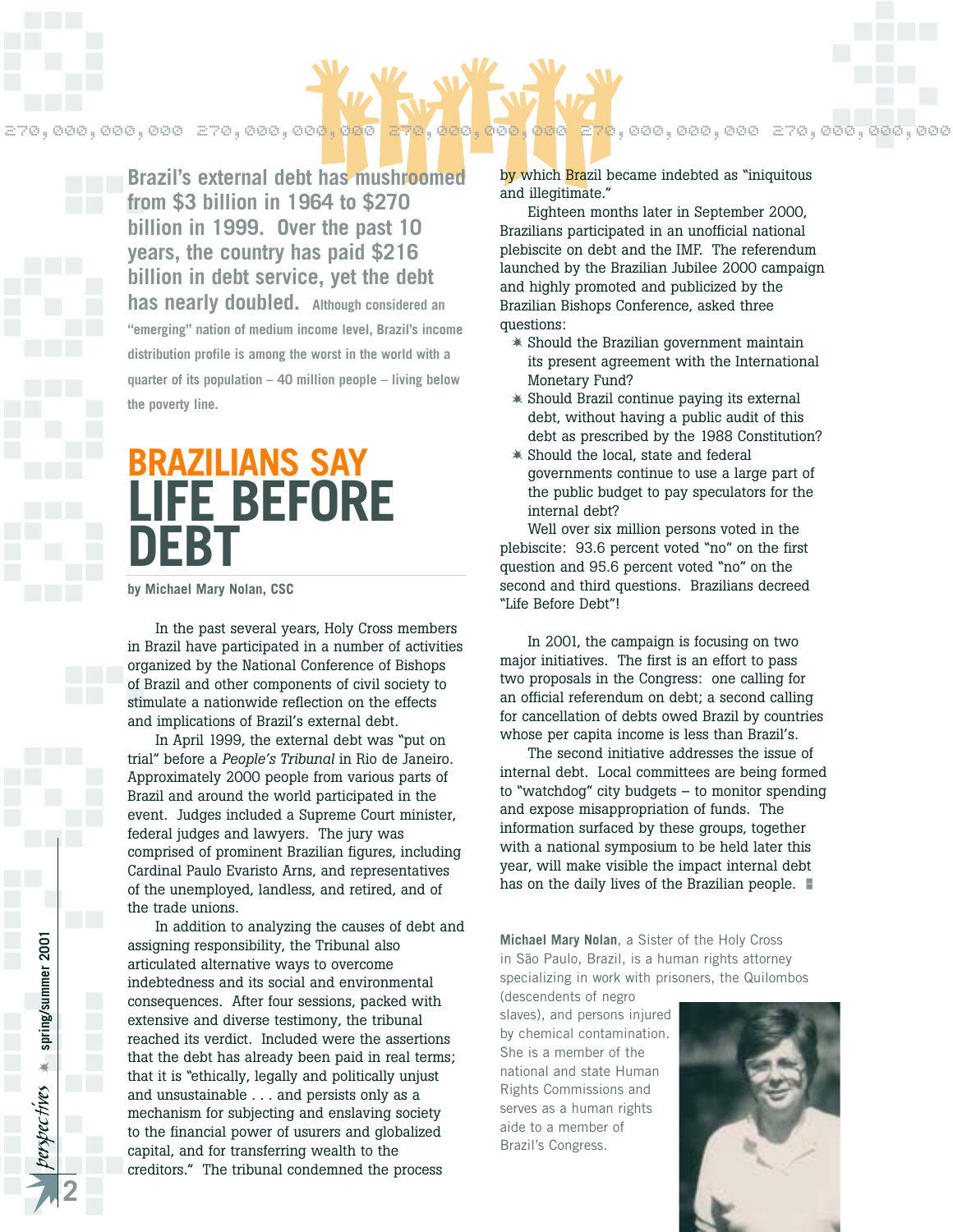**Brazil's external debt has mushroomed from $3 billion in 1964 to $270 billion in 1999. Over the past 10 years, the country has paid $216 billion in debt service, yet the debt has nearly doubled.** Although considered an "emerging" nation of medium income level, Brazil's income distribution profile is among the worst in the world with a quarter of its population – 40 million people – living below the poverty line.

# BRAZILIANS SAY LIFE BEFORE DEBT

by Michael Mary Nolan, CSC

In the past several years, Holy Cross members in Brazil have participated in a number of activities organized by the National Conference of Bishops of Brazil and other components of civil society to stimulate a nationwide reflection on the effects and implications of Brazil's external debt.

In April 1999, the external debt was "put on trial" before a *People's Tribunal* in Rio de Janeiro. Approximately 2000 people from various parts of Brazil and around the world participated in the event. Judges included a Supreme Court minister, federal judges and lawyers. The jury was comprised of prominent Brazilian figures, including Cardinal Paulo Evaristo Arns, and representatives of the unemployed, landless, and retired, and of the trade unions.

In addition to analyzing the causes of debt and assigning responsibility, the Tribunal also articulated alternative ways to overcome indebtedness and its social and environmental consequences. After four sessions, packed with extensive and diverse testimony, the tribunal reached its verdict. Included were the assertions that the debt has already been paid in real terms; that it is "ethically, legally and politically unjust and unsustainable . . . and persists only as a mechanism for subjecting and enslaving society to the financial power of usurers and globalized capital, and for transferring wealth to the creditors." The tribunal condemned the process by which Brazil became indebted as "iniquitous and illegitimate."

Eighteen months later in September 2000, Brazilians participated in an unofficial national plebiscite on debt and the IMF. The referendum launched by the Brazilian Jubilee 2000 campaign and highly promoted and publicized by the Brazilian Bishops Conference, asked three questions:

- Should the Brazilian government maintain its present agreement with the International Monetary Fund?
- Should Brazil continue paying its external debt, without having a public audit of this debt as prescribed by the 1988 Constitution?
- Should the local, state and federal governments continue to use a large part of the public budget to pay speculators for the internal debt?

Well over six million persons voted in the plebiscite: 93.6 percent voted "no" on the first question and 95.6 percent voted "no" on the second and third questions. Brazilians decreed "Life Before Debt"!

In 2001, the campaign is focusing on two major initiatives. The first is an effort to pass two proposals in the Congress: one calling for an official referendum on debt; a second calling for cancellation of debts owed Brazil by countries whose per capita income is less than Brazil's.

The second initiative addresses the issue of internal debt. Local committees are being formed to "watchdog" city budgets – to monitor spending and expose misappropriation of funds. The information surfaced by these groups, together with a national symposium to be held later this year, will make visible the impact internal debt has on the daily lives of the Brazilian people.

**Michael Mary Nolan**, a Sister of the Holy Cross in São Paulo, Brazil, is a human rights attorney specializing in work with prisoners, the Quilombos (descendents of negro slaves), and persons injured by chemical contamination. She is a member of the national and state Human Rights Commissions and serves as a human rights aide to a member of Brazil's Congress.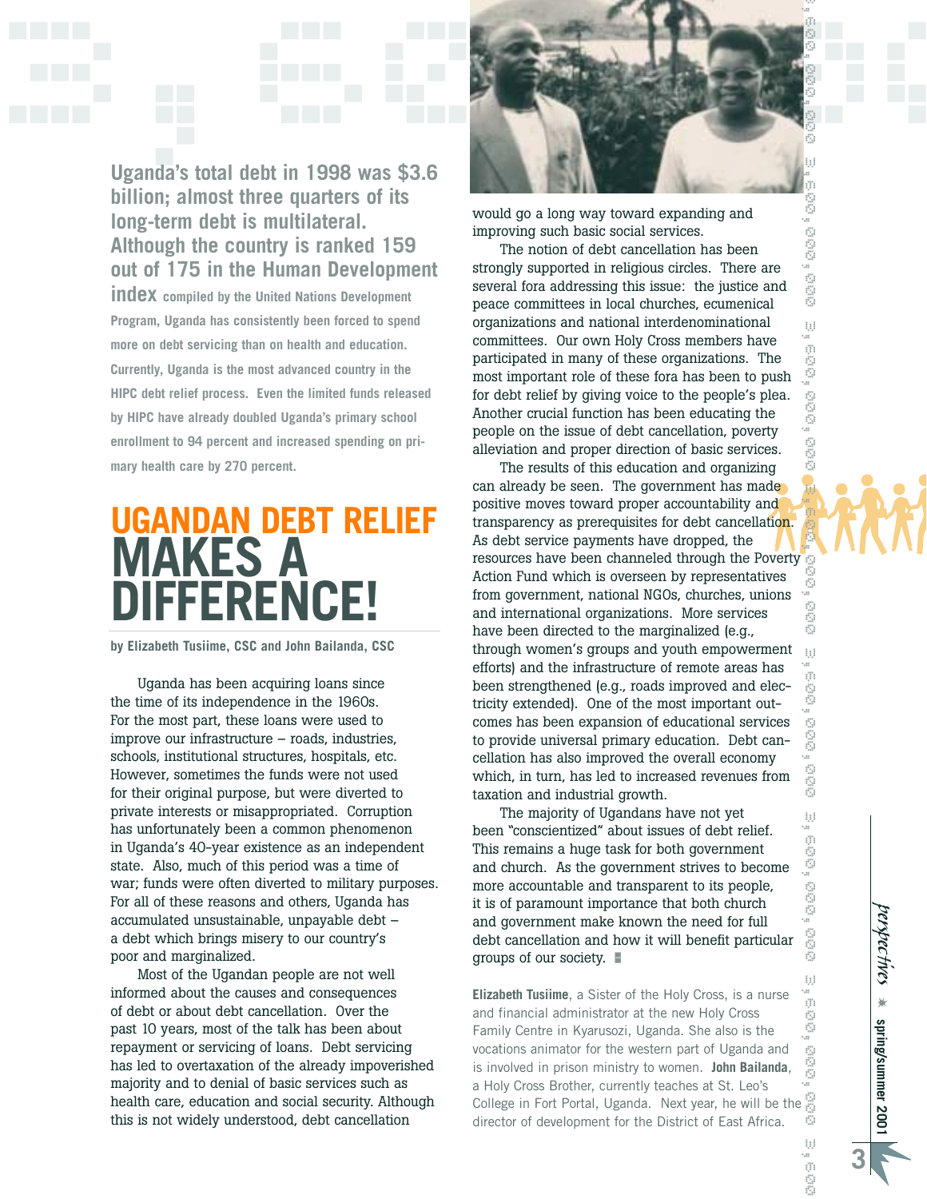**Uganda's total debt in 1998 was $3.6 billion; almost three quarters of its long-term debt is multilateral. Although the country is ranked 159 out of 175 in the Human Development index compiled by the United Nations Development Program, Uganda has consistently been forced to spend more on debt servicing than on health and education. Currently, Uganda is the most advanced country in the HIPC debt relief process. Even the limited funds released by HIPC have already doubled Uganda's primary school enrollment to 94 percent and increased spending on primary health care by 270 percent.**

# UGANDAN DEBT RELIEF MAKES A DIFFERENCE!

**by Elizabeth Tusiime, CSC and John Bailanda, CSC**

Uganda has been acquiring loans since the time of its independence in the 1960s. For the most part, these loans were used to improve our infrastructure – roads, industries, schools, institutional structures, hospitals, etc. However, sometimes the funds were not used for their original purpose, but were diverted to private interests or misappropriated. Corruption has unfortunately been a common phenomenon in Uganda's 40-year existence as an independent state. Also, much of this period was a time of war; funds were often diverted to military purposes. For all of these reasons and others, Uganda has accumulated unsustainable, unpayable debt – a debt which brings misery to our country's poor and marginalized.

Most of the Ugandan people are not well informed about the causes and consequences of debt or about debt cancellation. Over the past 10 years, most of the talk has been about repayment or servicing of loans. Debt servicing has led to overtaxation of the already impoverished majority and to denial of basic services such as health care, education and social security. Although this is not widely understood, debt cancellation would go a long way toward expanding and improving such basic social services.

The notion of debt cancellation has been strongly supported in religious circles. There are several fora addressing this issue: the justice and peace committees in local churches, ecumenical organizations and national interdenominational committees. Our own Holy Cross members have participated in many of these organizations. The most important role of these fora has been to push for debt relief by giving voice to the people's plea. Another crucial function has been educating the people on the issue of debt cancellation, poverty alleviation and proper direction of basic services.

The results of this education and organizing can already be seen. The government has made positive moves toward proper accountability and transparency as prerequisites for debt cancellation. As debt service payments have dropped, the resources have been channeled through the Poverty Action Fund which is overseen by representatives from government, national NGOs, churches, unions and international organizations. More services have been directed to the marginalized (e.g., through women's groups and youth empowerment efforts) and the infrastructure of remote areas has been strengthened (e.g., roads improved and electricity extended). One of the most important outcomes has been expansion of educational services to provide universal primary education. Debt cancellation has also improved the overall economy which, in turn, has led to increased revenues from taxation and industrial growth.

The majority of Ugandans have not yet been "conscientized" about issues of debt relief. This remains a huge task for both government and church. As the government strives to become more accountable and transparent to its people, it is of paramount importance that both church and government make known the need for full debt cancellation and how it will benefit particular groups of our society.

**Elizabeth Tusiime**, a Sister of the Holy Cross, is a nurse and financial administrator at the new Holy Cross Family Centre in Kyarusozi, Uganda. She also is the vocations animator for the western part of Uganda and is involved in prison ministry to women. **John Bailanda**, a Holy Cross Brother, currently teaches at St. Leo's College in Fort Portal, Uganda. Next year, he will be the director of development for the District of East Africa.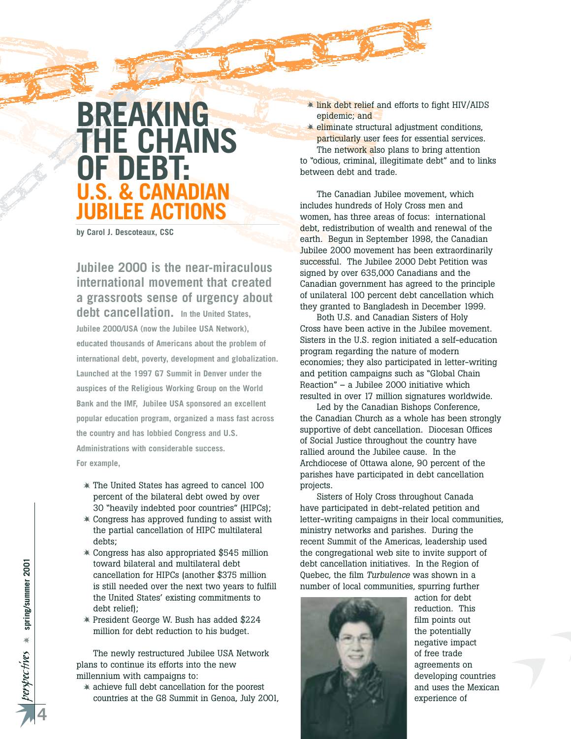# BREAKING THE CHAINS OF DEBT:
## U.S. & CANADIAN JUBILEE ACTIONS

**by Carol J. Descoteaux, CSC**

**Jubilee 2000 is the near-miraculous international movement that created a grassroots sense of urgency about debt cancellation.** In the United States, Jubilee 2000/USA (now the Jubilee USA Network), educated thousands of Americans about the problem of international debt, poverty, development and globalization. Launched at the 1997 G7 Summit in Denver under the auspices of the Religious Working Group on the World Bank and the IMF, Jubilee USA sponsored an excellent popular education program, organized a mass fast across the country and has lobbied Congress and U.S. Administrations with considerable success. For example,

- The United States has agreed to cancel 100 percent of the bilateral debt owed by over 30 "heavily indebted poor countries" (HIPCs);
- Congress has approved funding to assist with the partial cancellation of HIPC multilateral debts;
- Congress has also appropriated $545 million toward bilateral and multilateral debt cancellation for HIPCs (another $375 million is still needed over the next two years to fulfill the United States' existing commitments to debt relief);
- President George W. Bush has added $224 million for debt reduction to his budget.

The newly restructured Jubilee USA Network plans to continue its efforts into the new millennium with campaigns to:

- achieve full debt cancellation for the poorest countries at the G8 Summit in Genoa, July 2001,
- link debt relief and efforts to fight HIV/AIDS epidemic; and
- eliminate structural adjustment conditions, particularly user fees for essential services.

The network also plans to bring attention to "odious, criminal, illegitimate debt" and to links between debt and trade.

The Canadian Jubilee movement, which includes hundreds of Holy Cross men and women, has three areas of focus: international debt, redistribution of wealth and renewal of the earth. Begun in September 1998, the Canadian Jubilee 2000 movement has been extraordinarily successful. The Jubilee 2000 Debt Petition was signed by over 635,000 Canadians and the Canadian government has agreed to the principle of unilateral 100 percent debt cancellation which they granted to Bangladesh in December 1999.

Both U.S. and Canadian Sisters of Holy Cross have been active in the Jubilee movement. Sisters in the U.S. region initiated a self-education program regarding the nature of modern economies; they also participated in letter-writing and petition campaigns such as "Global Chain Reaction" – a Jubilee 2000 initiative which resulted in over 17 million signatures worldwide.

Led by the Canadian Bishops Conference, the Canadian Church as a whole has been strongly supportive of debt cancellation. Diocesan Offices of Social Justice throughout the country have rallied around the Jubilee cause. In the Archdiocese of Ottawa alone, 90 percent of the parishes have participated in debt cancellation projects.

Sisters of Holy Cross throughout Canada have participated in debt-related petition and letter-writing campaigns in their local communities, ministry networks and parishes. During the recent Summit of the Americas, leadership used the congregational web site to invite support of debt cancellation initiatives. In the Region of Quebec, the film *Turbulence* was shown in a number of local communities, spurring further action for debt reduction. This film points out the potentially negative impact of free trade agreements on developing countries and uses the Mexican experience of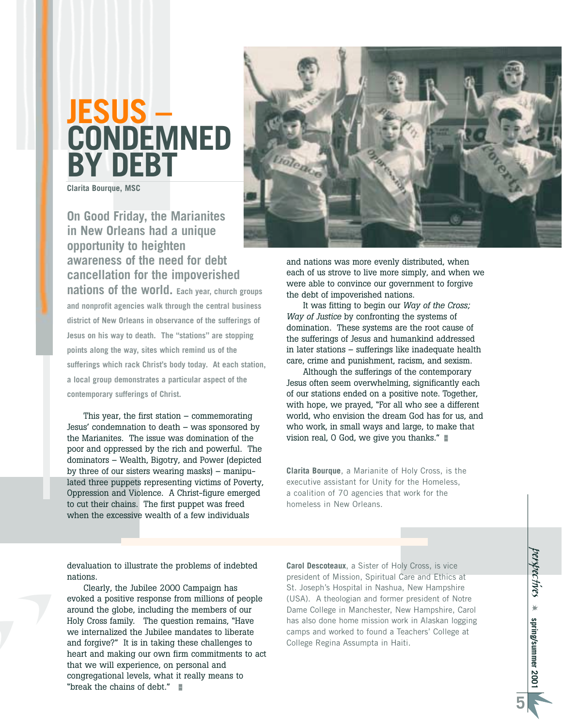# JESUS – CONDEMNED BY DEBT

**Clarita Bourque, MSC**

**On Good Friday, the Marianites in New Orleans had a unique opportunity to heighten awareness of the need for debt cancellation for the impoverished nations of the world.** **Each year, church groups and nonprofit agencies walk through the central business district of New Orleans in observance of the sufferings of Jesus on his way to death. The "stations" are stopping points along the way, sites which remind us of the sufferings which rack Christ's body today. At each station, a local group demonstrates a particular aspect of the contemporary sufferings of Christ.**

This year, the first station – commemorating Jesus' condemnation to death – was sponsored by the Marianites. The issue was domination of the poor and oppressed by the rich and powerful. The dominators – Wealth, Bigotry, and Power (depicted by three of our sisters wearing masks) – manipulated three puppets representing victims of Poverty, Oppression and Violence. A Christ-figure emerged to cut their chains. The first puppet was freed when the excessive wealth of a few individuals and nations was more evenly distributed, when each of us strove to live more simply, and when we were able to convince our government to forgive the debt of impoverished nations.

It was fitting to begin our *Way of the Cross; Way of Justice* by confronting the systems of domination. These systems are the root cause of the sufferings of Jesus and humankind addressed in later stations – sufferings like inadequate health care, crime and punishment, racism, and sexism.

Although the sufferings of the contemporary Jesus often seem overwhelming, significantly each of our stations ended on a positive note. Together, with hope, we prayed, "For all who see a different world, who envision the dream God has for us, and who work, in small ways and large, to make that vision real, O God, we give you thanks."

**Clarita Bourque**, a Marianite of Holy Cross, is the executive assistant for Unity for the Homeless, a coalition of 70 agencies that work for the homeless in New Orleans.

---

devaluation to illustrate the problems of indebted nations.

Clearly, the Jubilee 2000 Campaign has evoked a positive response from millions of people around the globe, including the members of our Holy Cross family. The question remains, "Have we internalized the Jubilee mandates to liberate and forgive?" It is in taking these challenges to heart and making our own firm commitments to act that we will experience, on personal and congregational levels, what it really means to "break the chains of debt."

**Carol Descoteaux**, a Sister of Holy Cross, is vice president of Mission, Spiritual Care and Ethics at St. Joseph's Hospital in Nashua, New Hampshire (USA). A theologian and former president of Notre Dame College in Manchester, New Hampshire, Carol has also done home mission work in Alaskan logging camps and worked to found a Teachers' College at College Regina Assumpta in Haiti.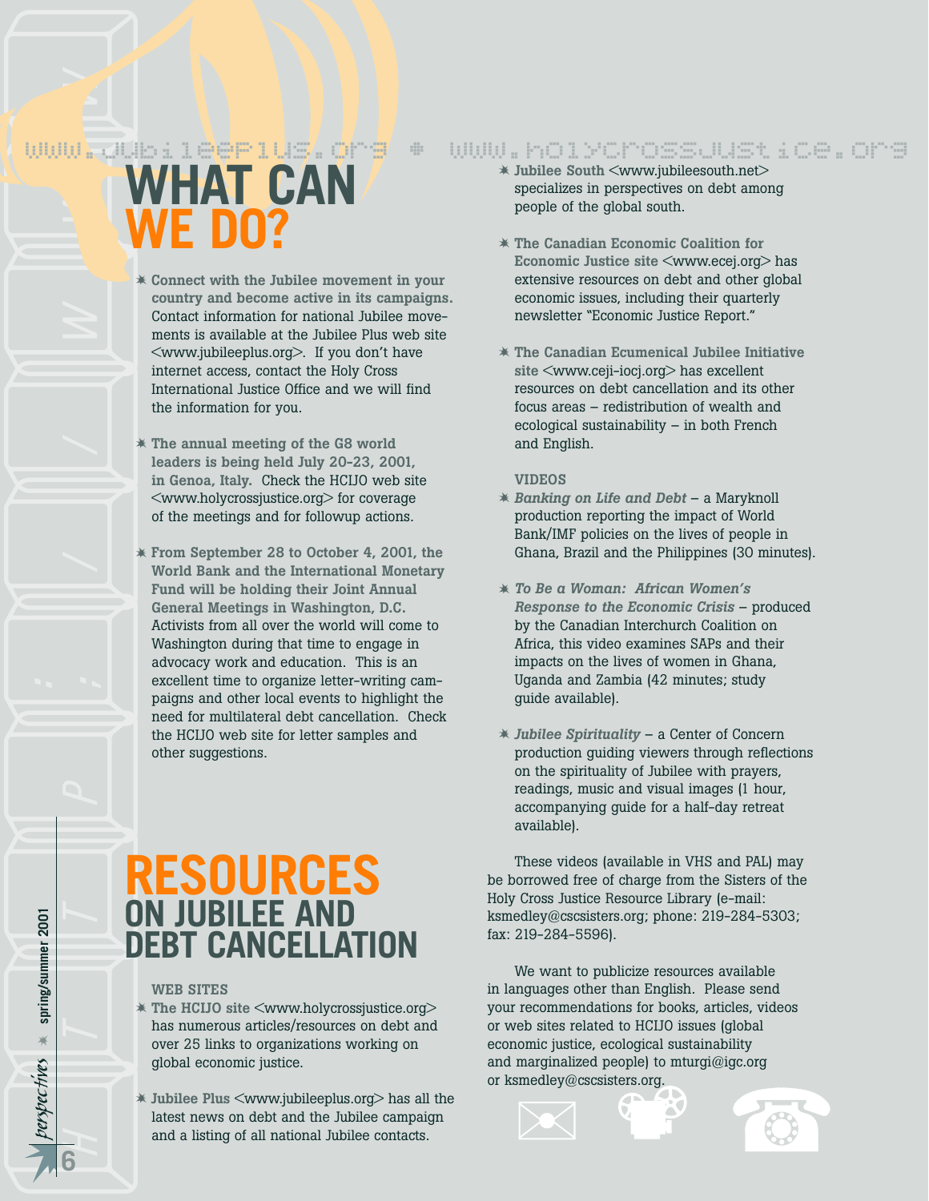www.jubileeplus.org ✱ www.holycrossjustice.org

# WHAT CAN WE DO?

✱ **Connect with the Jubilee movement in your country and become active in its campaigns.** Contact information for national Jubilee movements is available at the Jubilee Plus web site <www.jubileeplus.org>. If you don't have internet access, contact the Holy Cross International Justice Office and we will find the information for you.

✱ **The annual meeting of the G8 world leaders is being held July 20-23, 2001, in Genoa, Italy.** Check the HCIJO web site <www.holycrossjustice.org> for coverage of the meetings and for followup actions.

✱ **From September 28 to October 4, 2001, the World Bank and the International Monetary Fund will be holding their Joint Annual General Meetings in Washington, D.C.** Activists from all over the world will come to Washington during that time to engage in advocacy work and education. This is an excellent time to organize letter-writing campaigns and other local events to highlight the need for multilateral debt cancellation. Check the HCIJO web site for letter samples and other suggestions.

# RESOURCES ON JUBILEE AND DEBT CANCELLATION

### WEB SITES

✱ **The HCIJO site** <www.holycrossjustice.org> has numerous articles/resources on debt and over 25 links to organizations working on global economic justice.

✱ **Jubilee Plus** <www.jubileeplus.org> has all the latest news on debt and the Jubilee campaign and a listing of all national Jubilee contacts.

✱ **Jubilee South** <www.jubileesouth.net> specializes in perspectives on debt among people of the global south.

✱ **The Canadian Economic Coalition for Economic Justice site** <www.ecej.org> has extensive resources on debt and other global economic issues, including their quarterly newsletter "Economic Justice Report."

✱ **The Canadian Ecumenical Jubilee Initiative site** <www.ceji-iocj.org> has excellent resources on debt cancellation and its other focus areas – redistribution of wealth and ecological sustainability – in both French and English.

### VIDEOS

✱ ***Banking on Life and Debt*** – a Maryknoll production reporting the impact of World Bank/IMF policies on the lives of people in Ghana, Brazil and the Philippines (30 minutes).

✱ ***To Be a Woman: African Women's Response to the Economic Crisis*** – produced by the Canadian Interchurch Coalition on Africa, this video examines SAPs and their impacts on the lives of women in Ghana, Uganda and Zambia (42 minutes; study guide available).

✱ ***Jubilee Spirituality*** – a Center of Concern production guiding viewers through reflections on the spirituality of Jubilee with prayers, readings, music and visual images (1 hour, accompanying guide for a half-day retreat available).

These videos (available in VHS and PAL) may be borrowed free of charge from the Sisters of the Holy Cross Justice Resource Library (e-mail: ksmedley@cscsisters.org; phone: 219-284-5303; fax: 219-284-5596).

We want to publicize resources available in languages other than English. Please send your recommendations for books, articles, videos or web sites related to HCIJO issues (global economic justice, ecological sustainability and marginalized people) to mturgi@igc.org or ksmedley@cscsisters.org.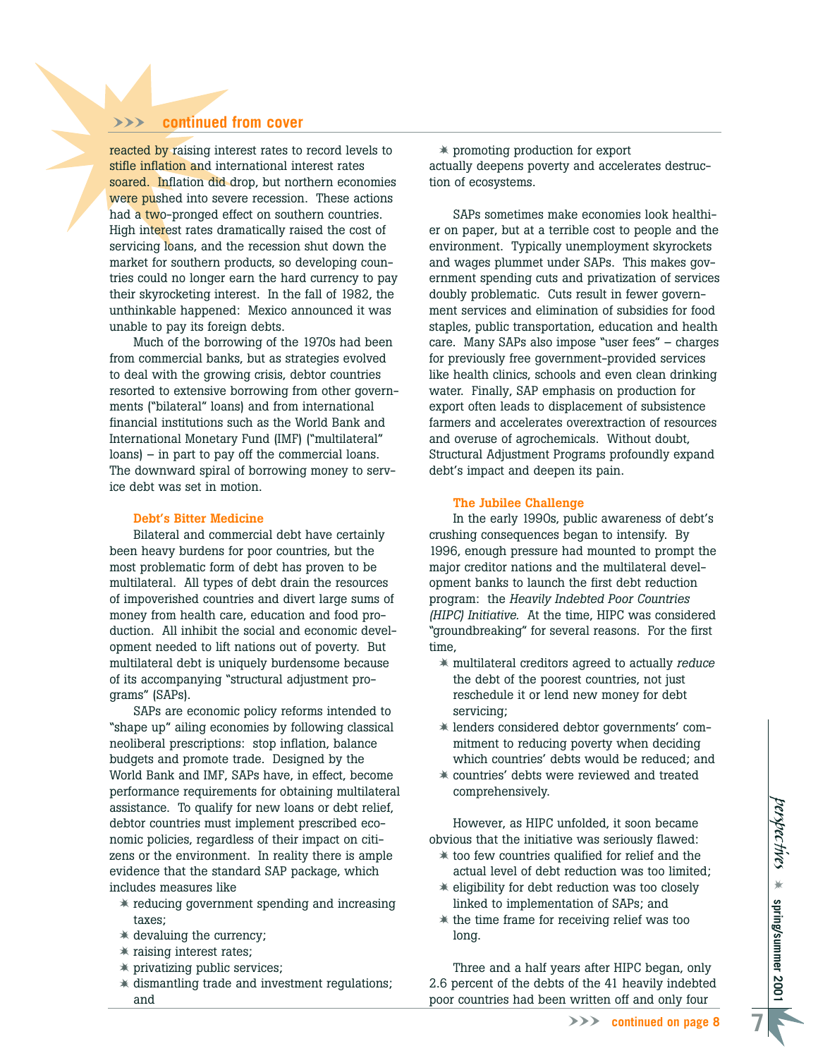**>>> continued from cover**

reacted by raising interest rates to record levels to stifle inflation and international interest rates soared. Inflation did drop, but northern economies were pushed into severe recession. These actions had a two-pronged effect on southern countries. High interest rates dramatically raised the cost of servicing loans, and the recession shut down the market for southern products, so developing countries could no longer earn the hard currency to pay their skyrocketing interest. In the fall of 1982, the unthinkable happened: Mexico announced it was unable to pay its foreign debts.

Much of the borrowing of the 1970s had been from commercial banks, but as strategies evolved to deal with the growing crisis, debtor countries resorted to extensive borrowing from other governments ("bilateral" loans) and from international financial institutions such as the World Bank and International Monetary Fund (IMF) ("multilateral" loans) – in part to pay off the commercial loans. The downward spiral of borrowing money to service debt was set in motion.

### Debt's Bitter Medicine

Bilateral and commercial debt have certainly been heavy burdens for poor countries, but the most problematic form of debt has proven to be multilateral. All types of debt drain the resources of impoverished countries and divert large sums of money from health care, education and food production. All inhibit the social and economic development needed to lift nations out of poverty. But multilateral debt is uniquely burdensome because of its accompanying "structural adjustment programs" (SAPs).

SAPs are economic policy reforms intended to "shape up" ailing economies by following classical neoliberal prescriptions: stop inflation, balance budgets and promote trade. Designed by the World Bank and IMF, SAPs have, in effect, become performance requirements for obtaining multilateral assistance. To qualify for new loans or debt relief, debtor countries must implement prescribed economic policies, regardless of their impact on citizens or the environment. In reality there is ample evidence that the standard SAP package, which includes measures like

- reducing government spending and increasing taxes;
- devaluing the currency;
- raising interest rates;
- privatizing public services;
- dismantling trade and investment regulations; and
- promoting production for export

actually deepens poverty and accelerates destruction of ecosystems.

SAPs sometimes make economies look healthier on paper, but at a terrible cost to people and the environment. Typically unemployment skyrockets and wages plummet under SAPs. This makes government spending cuts and privatization of services doubly problematic. Cuts result in fewer government services and elimination of subsidies for food staples, public transportation, education and health care. Many SAPs also impose "user fees" – charges for previously free government-provided services like health clinics, schools and even clean drinking water. Finally, SAP emphasis on production for export often leads to displacement of subsistence farmers and accelerates overextraction of resources and overuse of agrochemicals. Without doubt, Structural Adjustment Programs profoundly expand debt's impact and deepen its pain.

### The Jubilee Challenge

In the early 1990s, public awareness of debt's crushing consequences began to intensify. By 1996, enough pressure had mounted to prompt the major creditor nations and the multilateral development banks to launch the first debt reduction program: the *Heavily Indebted Poor Countries (HIPC) Initiative.* At the time, HIPC was considered "groundbreaking" for several reasons. For the first time,

- multilateral creditors agreed to actually *reduce* the debt of the poorest countries, not just reschedule it or lend new money for debt servicing;
- lenders considered debtor governments' commitment to reducing poverty when deciding which countries' debts would be reduced; and
- countries' debts were reviewed and treated comprehensively.

However, as HIPC unfolded, it soon became obvious that the initiative was seriously flawed:

- too few countries qualified for relief and the actual level of debt reduction was too limited;
- eligibility for debt reduction was too closely linked to implementation of SAPs; and
- the time frame for receiving relief was too long.

Three and a half years after HIPC began, only 2.6 percent of the debts of the 41 heavily indebted poor countries had been written off and only four

**>>> continued on page 8**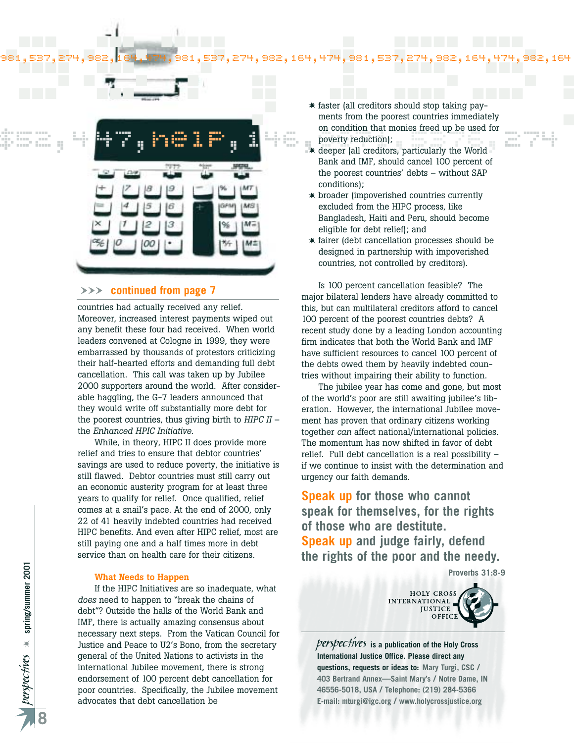>>> **continued from page 7**

countries had actually received any relief. Moreover, increased interest payments wiped out any benefit these four had received. When world leaders convened at Cologne in 1999, they were embarrassed by thousands of protestors criticizing their half-hearted efforts and demanding full debt cancellation. This call was taken up by Jubilee 2000 supporters around the world. After considerable haggling, the G-7 leaders announced that they would write off substantially more debt for the poorest countries, thus giving birth to *HIPC II* – the *Enhanced HPIC Initiative.*

While, in theory, HIPC II does provide more relief and tries to ensure that debtor countries' savings are used to reduce poverty, the initiative is still flawed. Debtor countries must still carry out an economic austerity program for at least three years to qualify for relief. Once qualified, relief comes at a snail's pace. At the end of 2000, only 22 of 41 heavily indebted countries had received HIPC benefits. And even after HIPC relief, most are still paying one and a half times more in debt service than on health care for their citizens.

### What Needs to Happen

If the HIPC Initiatives are so inadequate, what *does* need to happen to "break the chains of debt"? Outside the halls of the World Bank and IMF, there is actually amazing consensus about necessary next steps. From the Vatican Council for Justice and Peace to U2's Bono, from the secretary general of the United Nations to activists in the international Jubilee movement, there is strong endorsement of 100 percent debt cancellation for poor countries. Specifically, the Jubilee movement advocates that debt cancellation be

- faster (all creditors should stop taking payments from the poorest countries immediately on condition that monies freed up be used for poverty reduction);
- deeper (all creditors, particularly the World Bank and IMF, should cancel 100 percent of the poorest countries' debts – without SAP conditions);
- broader (impoverished countries currently excluded from the HIPC process, like Bangladesh, Haiti and Peru, should become eligible for debt relief); and
- fairer (debt cancellation processes should be designed in partnership with impoverished countries, not controlled by creditors).

Is 100 percent cancellation feasible? The major bilateral lenders have already committed to this, but can multilateral creditors afford to cancel 100 percent of the poorest countries debts? A recent study done by a leading London accounting firm indicates that both the World Bank and IMF have sufficient resources to cancel 100 percent of the debts owed them by heavily indebted countries without impairing their ability to function.

The jubilee year has come and gone, but most of the world's poor are still awaiting jubilee's liberation. However, the international Jubilee movement has proven that ordinary citizens working together *can* affect national/international policies. The momentum has now shifted in favor of debt relief. Full debt cancellation is a real possibility – if we continue to insist with the determination and urgency our faith demands.

**Speak up for those who cannot speak for themselves, for the rights of those who are destitute. Speak up and judge fairly, defend the rights of the poor and the needy.**

**Proverbs 31:8-9**

HOLY CROSS INTERNATIONAL JUSTICE OFFICE

*perspectives* **is a publication of the Holy Cross International Justice Office. Please direct any questions, requests or ideas to:** Mary Turgi, CSC / 403 Bertrand Annex—Saint Mary's / Notre Dame, IN 46556-5018, USA / Telephone: (219) 284-5366 E-mail: mturgi@igc.org / www.holycrossjustice.org